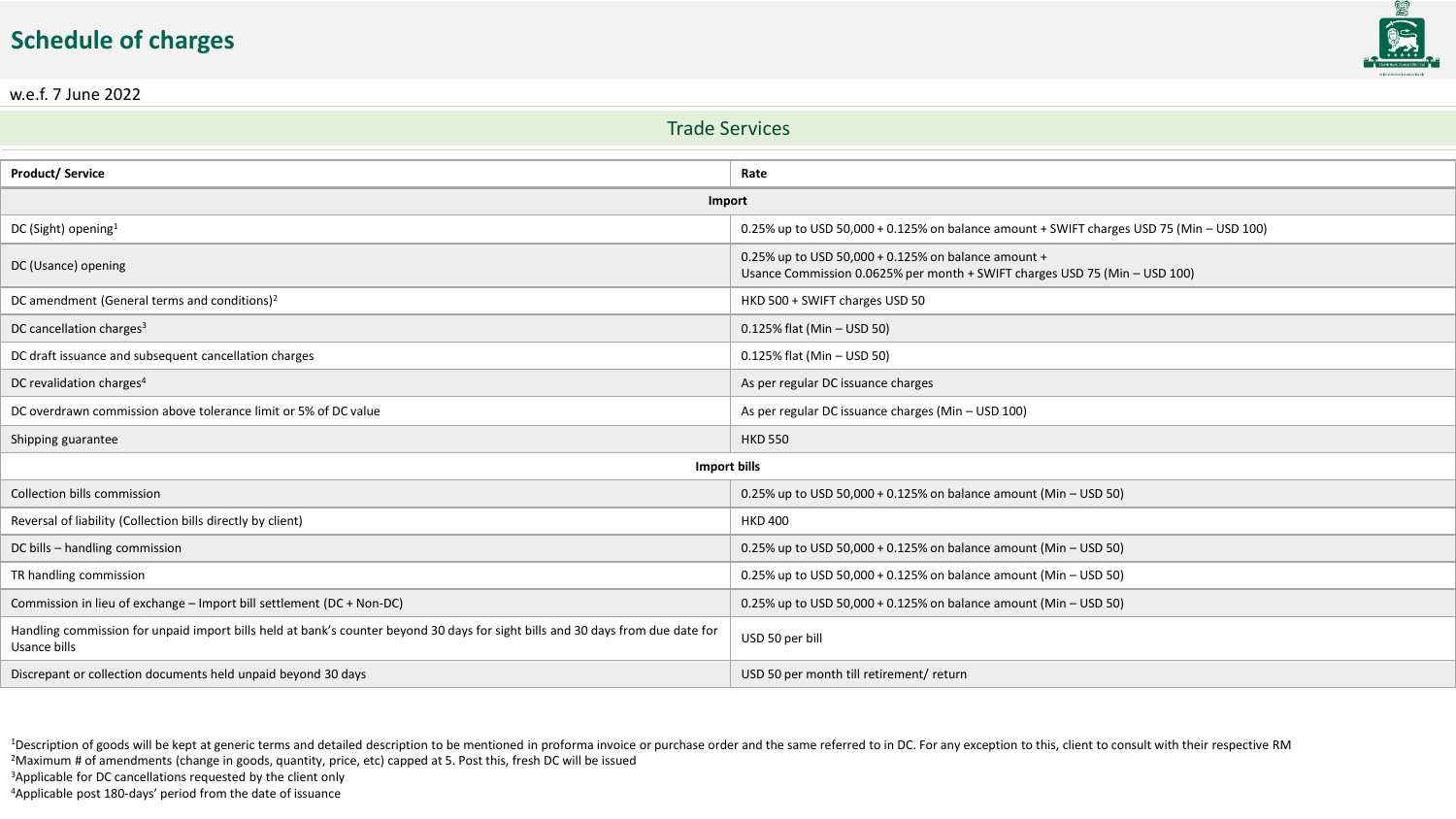# Schedule of charges

w.e.f. 7 June 2022

## Trade Services

| Product/ Service | Rate |
|---|---|
| **Import** | |
| DC (Sight) opening[1] | 0.25% up to USD 50,000 + 0.125% on balance amount + SWIFT charges USD 75 (Min – USD 100) |
| DC (Usance) opening | 0.25% up to USD 50,000 + 0.125% on balance amount + Usance Commission 0.0625% per month + SWIFT charges USD 75 (Min – USD 100) |
| DC amendment (General terms and conditions)[2] | HKD 500 + SWIFT charges USD 50 |
| DC cancellation charges[3] | 0.125% flat (Min – USD 50) |
| DC draft issuance and subsequent cancellation charges | 0.125% flat (Min – USD 50) |
| DC revalidation charges[4] | As per regular DC issuance charges |
| DC overdrawn commission above tolerance limit or 5% of DC value | As per regular DC issuance charges (Min – USD 100) |
| Shipping guarantee | HKD 550 |
| **Import bills** | |
| Collection bills commission | 0.25% up to USD 50,000 + 0.125% on balance amount (Min – USD 50) |
| Reversal of liability (Collection bills directly by client) | HKD 400 |
| DC bills – handling commission | 0.25% up to USD 50,000 + 0.125% on balance amount (Min – USD 50) |
| TR handling commission | 0.25% up to USD 50,000 + 0.125% on balance amount (Min – USD 50) |
| Commission in lieu of exchange – Import bill settlement (DC + Non-DC) | 0.25% up to USD 50,000 + 0.125% on balance amount (Min – USD 50) |
| Handling commission for unpaid import bills held at bank's counter beyond 30 days for sight bills and 30 days from due date for Usance bills | USD 50 per bill |
| Discrepant or collection documents held unpaid beyond 30 days | USD 50 per month till retirement/ return |

[1]Description of goods will be kept at generic terms and detailed description to be mentioned in proforma invoice or purchase order and the same referred to in DC. For any exception to this, client to consult with their respective RM
[2]Maximum # of amendments (change in goods, quantity, price, etc) capped at 5. Post this, fresh DC will be issued
[3]Applicable for DC cancellations requested by the client only
[4]Applicable post 180-days' period from the date of issuance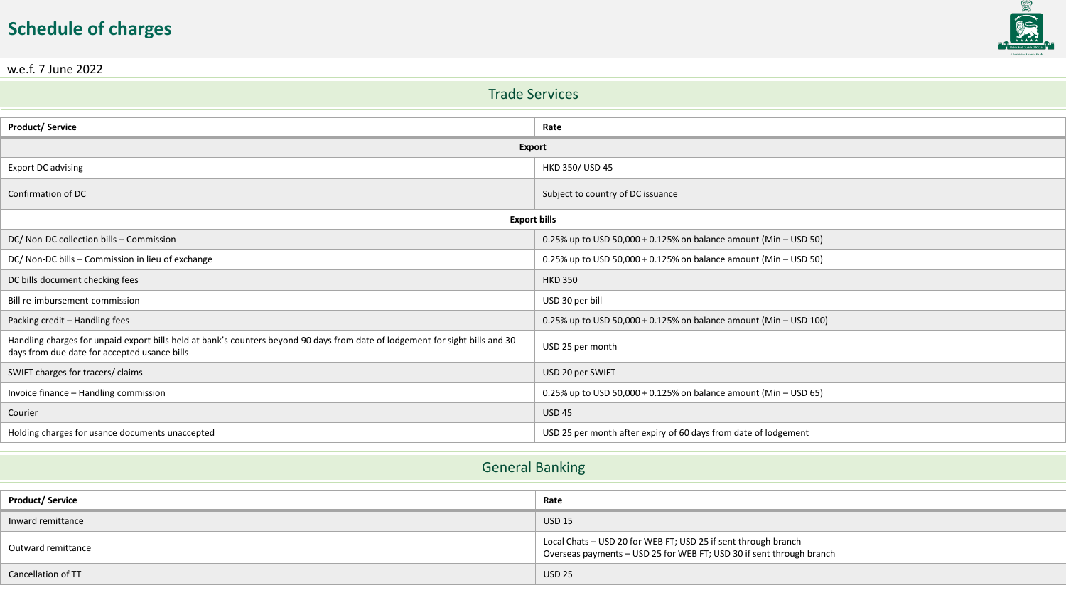# Schedule of charges

w.e.f. 7 June 2022

## Trade Services

| Product/ Service | Rate |
|---|---|
| **Export** | |
| Export DC advising | HKD 350/ USD 45 |
| Confirmation of DC | Subject to country of DC issuance |
| **Export bills** | |
| DC/ Non-DC collection bills – Commission | 0.25% up to USD 50,000 + 0.125% on balance amount (Min – USD 50) |
| DC/ Non-DC bills – Commission in lieu of exchange | 0.25% up to USD 50,000 + 0.125% on balance amount (Min – USD 50) |
| DC bills document checking fees | HKD 350 |
| Bill re-imbursement commission | USD 30 per bill |
| Packing credit – Handling fees | 0.25% up to USD 50,000 + 0.125% on balance amount (Min – USD 100) |
| Handling charges for unpaid export bills held at bank's counters beyond 90 days from date of lodgement for sight bills and 30 days from due date for accepted usance bills | USD 25 per month |
| SWIFT charges for tracers/ claims | USD 20 per SWIFT |
| Invoice finance – Handling commission | 0.25% up to USD 50,000 + 0.125% on balance amount (Min – USD 65) |
| Courier | USD 45 |
| Holding charges for usance documents unaccepted | USD 25 per month after expiry of 60 days from date of lodgement |

## General Banking

| Product/ Service | Rate |
|---|---|
| Inward remittance | USD 15 |
| Outward remittance | Local Chats – USD 20 for WEB FT; USD 25 if sent through branch<br>Overseas payments – USD 25 for WEB FT; USD 30 if sent through branch |
| Cancellation of TT | USD 25 |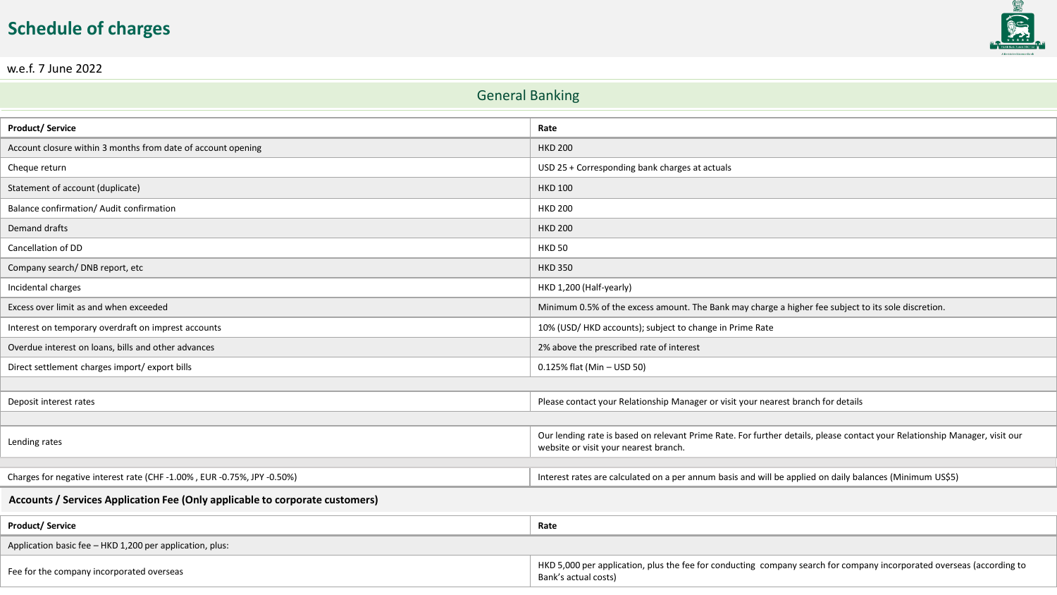# Schedule of charges

w.e.f. 7 June 2022

## General Banking

| Product/ Service | Rate |
|---|---|
| Account closure within 3 months from date of account opening | HKD 200 |
| Cheque return | USD 25 + Corresponding bank charges at actuals |
| Statement of account (duplicate) | HKD 100 |
| Balance confirmation/ Audit confirmation | HKD 200 |
| Demand drafts | HKD 200 |
| Cancellation of DD | HKD 50 |
| Company search/ DNB report, etc | HKD 350 |
| Incidental charges | HKD 1,200 (Half-yearly) |
| Excess over limit as and when exceeded | Minimum 0.5% of the excess amount. The Bank may charge a higher fee subject to its sole discretion. |
| Interest on temporary overdraft on imprest accounts | 10% (USD/ HKD accounts); subject to change in Prime Rate |
| Overdue interest on loans, bills and other advances | 2% above the prescribed rate of interest |
| Direct settlement charges import/ export bills | 0.125% flat (Min – USD 50) |
| | |
| Deposit interest rates | Please contact your Relationship Manager or visit your nearest branch for details |
| | |
| Lending rates | Our lending rate is based on relevant Prime Rate. For further details, please contact your Relationship Manager, visit our website or visit your nearest branch. |
| | |
| Charges for negative interest rate (CHF -1.00% , EUR -0.75%, JPY -0.50%) | Interest rates are calculated on a per annum basis and will be applied on daily balances (Minimum US$5) |

### Accounts / Services Application Fee (Only applicable to corporate customers)

| Product/ Service | Rate |
|---|---|
| Application basic fee – HKD 1,200 per application, plus: | |
| Fee for the company incorporated overseas | HKD 5,000 per application, plus the fee for conducting company search for company incorporated overseas (according to Bank's actual costs) |